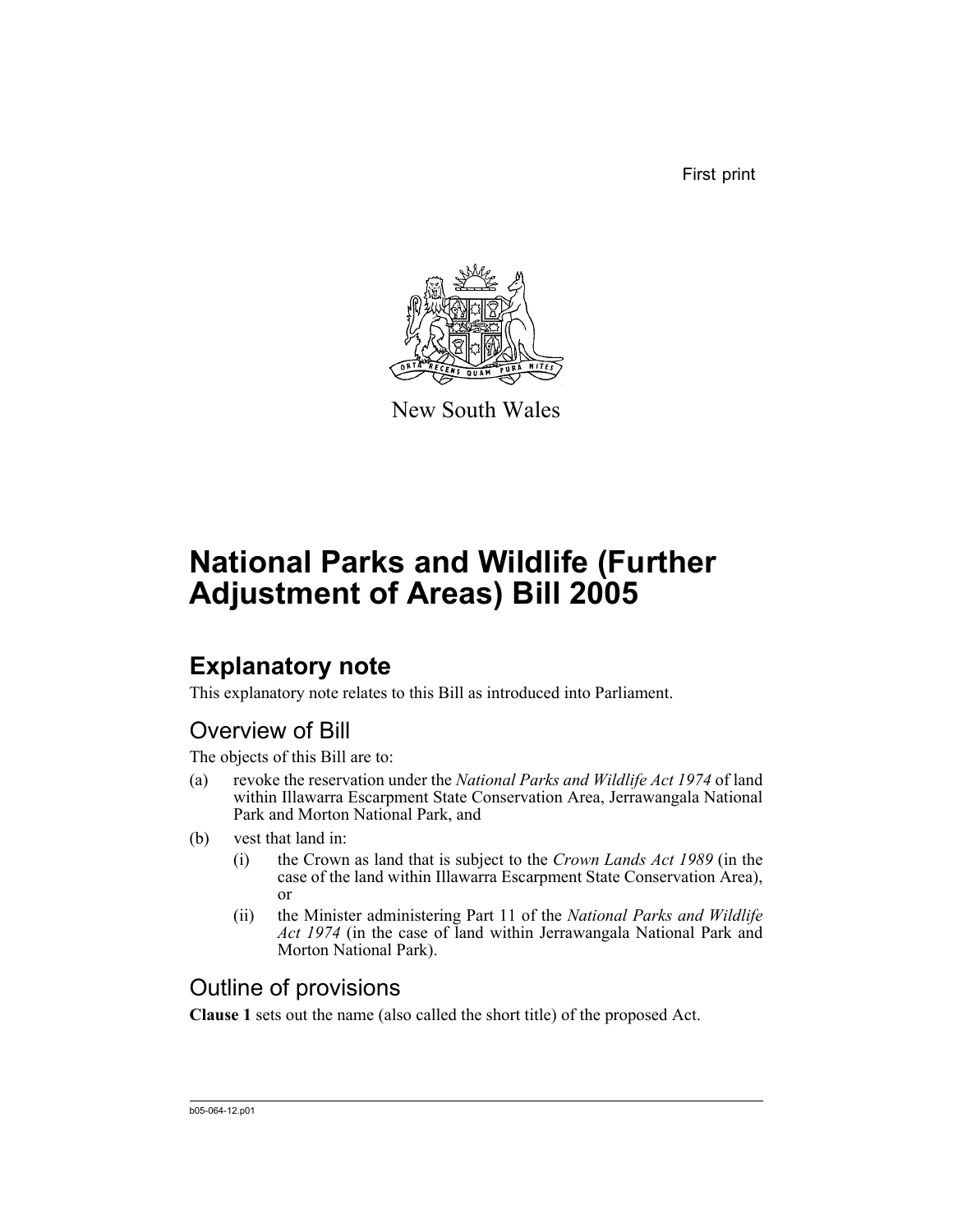First print

New South Wales

# National Parks and Wildlife (Further Adjustment of Areas) Bill 2005

## Explanatory note

This explanatory note relates to this Bill as introduced into Parliament.

### Overview of Bill

The objects of this Bill are to:

(a) revoke the reservation under the *National Parks and Wildlife Act 1974* of land within Illawarra Escarpment State Conservation Area, Jerrawangala National Park and Morton National Park, and

(b) vest that land in:

  (i) the Crown as land that is subject to the *Crown Lands Act 1989* (in the case of the land within Illawarra Escarpment State Conservation Area), or

  (ii) the Minister administering Part 11 of the *National Parks and Wildlife Act 1974* (in the case of land within Jerrawangala National Park and Morton National Park).

### Outline of provisions

**Clause 1** sets out the name (also called the short title) of the proposed Act.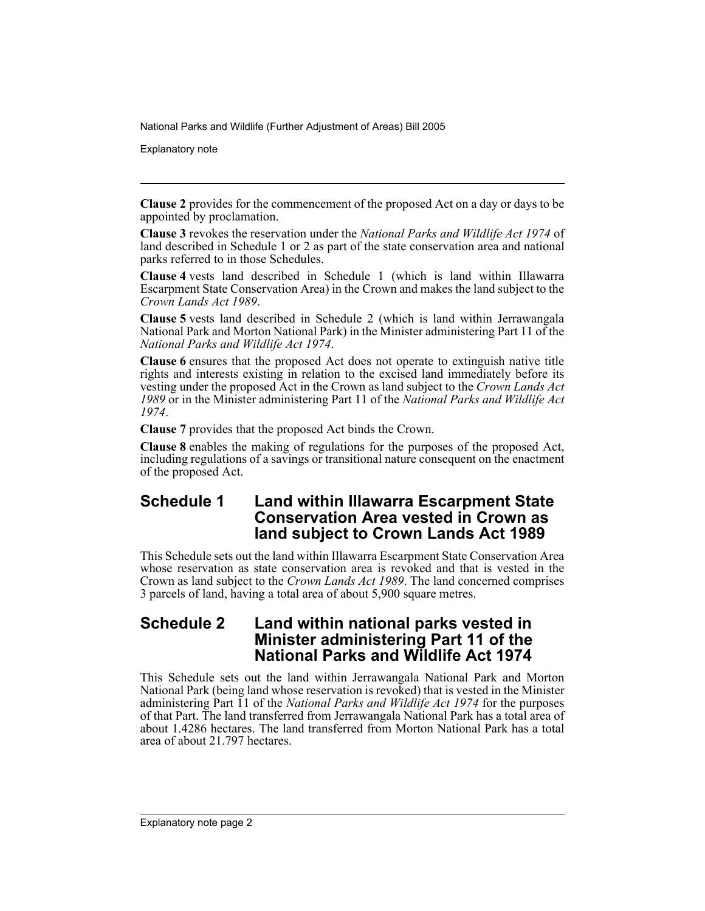**Clause 2** provides for the commencement of the proposed Act on a day or days to be appointed by proclamation.

**Clause 3** revokes the reservation under the *National Parks and Wildlife Act 1974* of land described in Schedule 1 or 2 as part of the state conservation area and national parks referred to in those Schedules.

**Clause 4** vests land described in Schedule 1 (which is land within Illawarra Escarpment State Conservation Area) in the Crown and makes the land subject to the *Crown Lands Act 1989*.

**Clause 5** vests land described in Schedule 2 (which is land within Jerrawangala National Park and Morton National Park) in the Minister administering Part 11 of the *National Parks and Wildlife Act 1974*.

**Clause 6** ensures that the proposed Act does not operate to extinguish native title rights and interests existing in relation to the excised land immediately before its vesting under the proposed Act in the Crown as land subject to the *Crown Lands Act 1989* or in the Minister administering Part 11 of the *National Parks and Wildlife Act 1974*.

**Clause 7** provides that the proposed Act binds the Crown.

**Clause 8** enables the making of regulations for the purposes of the proposed Act, including regulations of a savings or transitional nature consequent on the enactment of the proposed Act.

## Schedule 1 Land within Illawarra Escarpment State Conservation Area vested in Crown as land subject to Crown Lands Act 1989

This Schedule sets out the land within Illawarra Escarpment State Conservation Area whose reservation as state conservation area is revoked and that is vested in the Crown as land subject to the *Crown Lands Act 1989*. The land concerned comprises 3 parcels of land, having a total area of about 5,900 square metres.

## Schedule 2 Land within national parks vested in Minister administering Part 11 of the National Parks and Wildlife Act 1974

This Schedule sets out the land within Jerrawangala National Park and Morton National Park (being land whose reservation is revoked) that is vested in the Minister administering Part 11 of the *National Parks and Wildlife Act 1974* for the purposes of that Part. The land transferred from Jerrawangala National Park has a total area of about 1.4286 hectares. The land transferred from Morton National Park has a total area of about 21.797 hectares.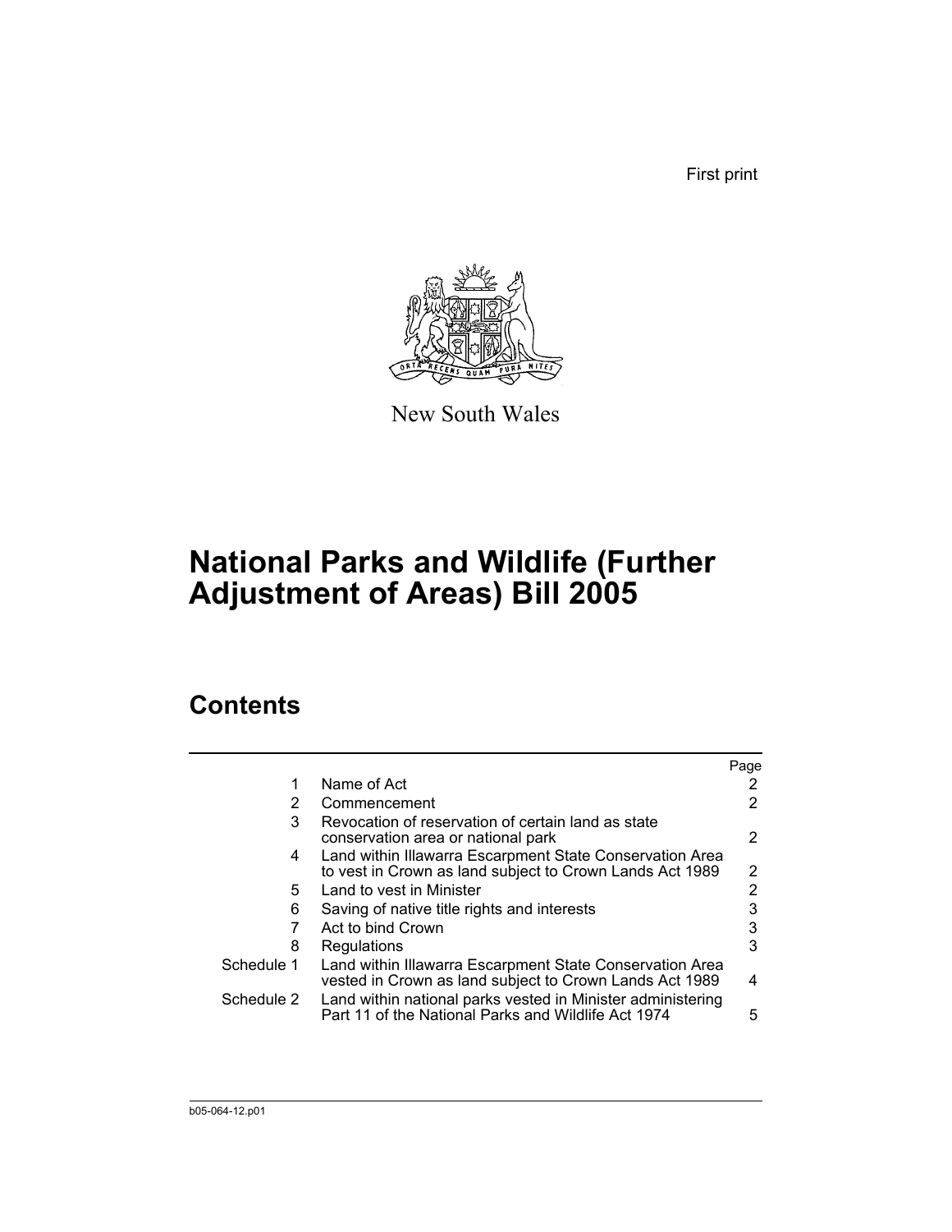First print

New South Wales

# National Parks and Wildlife (Further Adjustment of Areas) Bill 2005

## Contents

| | | Page |
|---|---|---|
| 1 | Name of Act | 2 |
| 2 | Commencement | 2 |
| 3 | Revocation of reservation of certain land as state conservation area or national park | 2 |
| 4 | Land within Illawarra Escarpment State Conservation Area to vest in Crown as land subject to Crown Lands Act 1989 | 2 |
| 5 | Land to vest in Minister | 2 |
| 6 | Saving of native title rights and interests | 3 |
| 7 | Act to bind Crown | 3 |
| 8 | Regulations | 3 |
| Schedule 1 | Land within Illawarra Escarpment State Conservation Area vested in Crown as land subject to Crown Lands Act 1989 | 4 |
| Schedule 2 | Land within national parks vested in Minister administering Part 11 of the National Parks and Wildlife Act 1974 | 5 |

b05-064-12.p01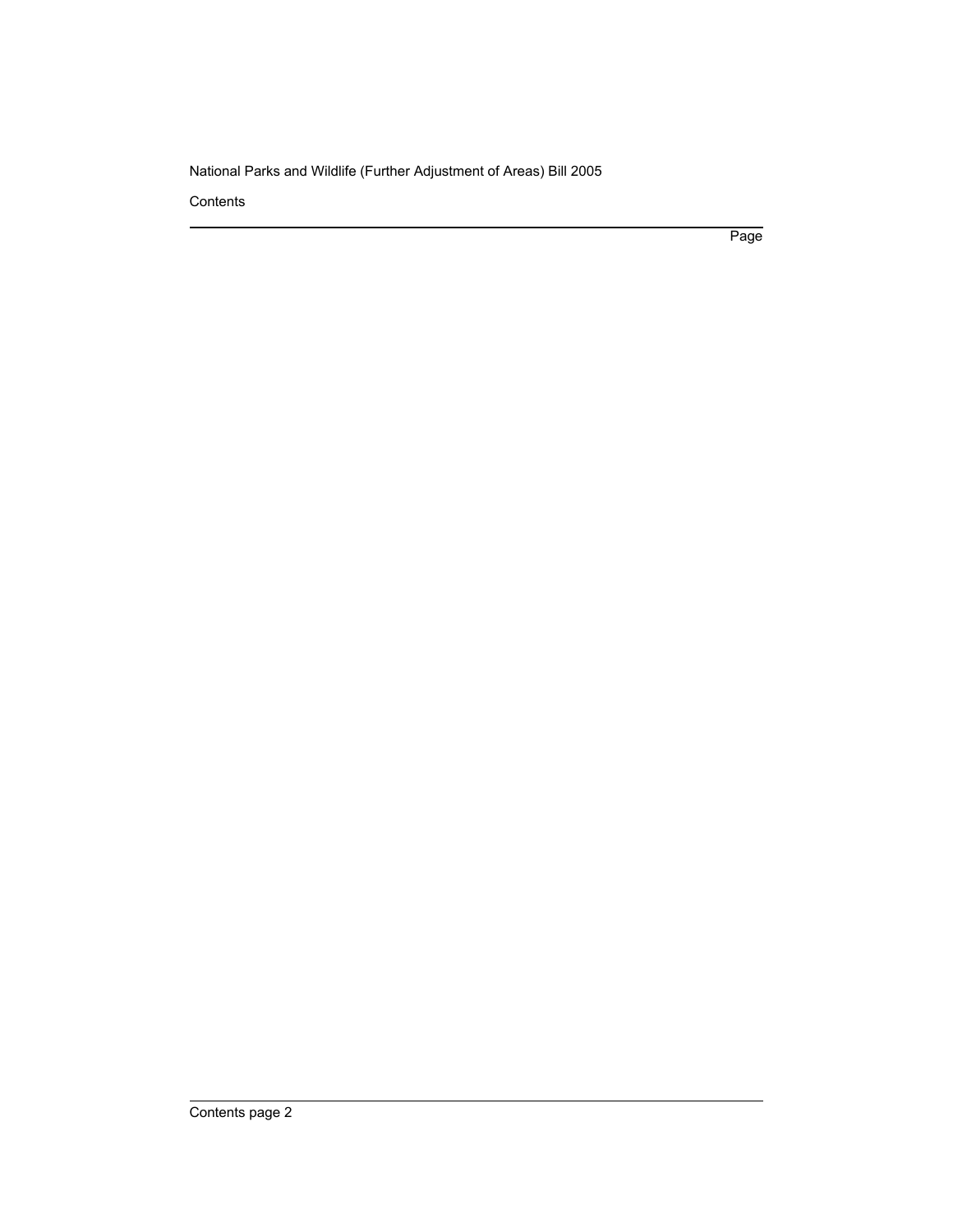Page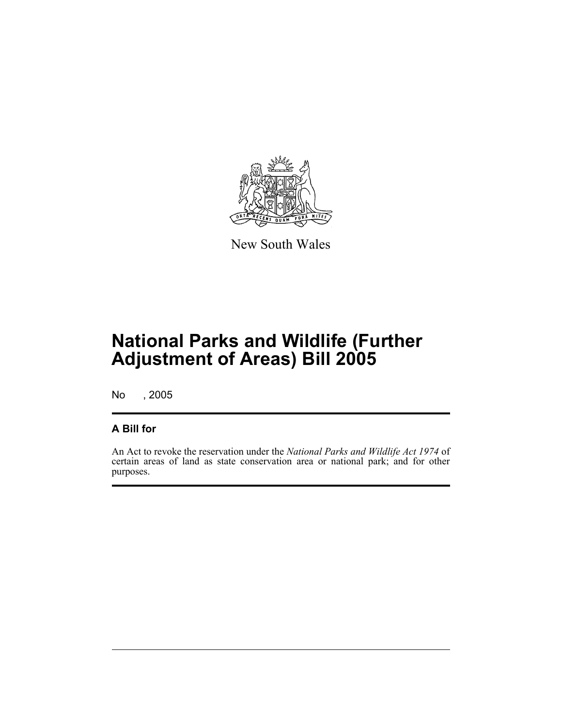New South Wales

# National Parks and Wildlife (Further Adjustment of Areas) Bill 2005

No , 2005

## A Bill for

An Act to revoke the reservation under the *National Parks and Wildlife Act 1974* of certain areas of land as state conservation area or national park; and for other purposes.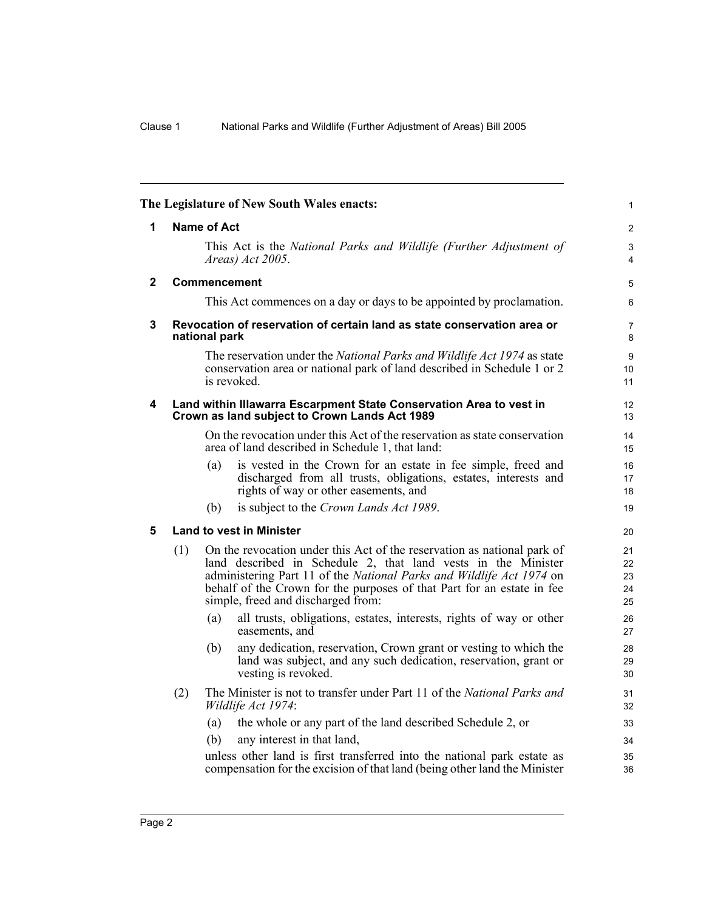**The Legislature of New South Wales enacts:**

## 1 Name of Act

This Act is the *National Parks and Wildlife (Further Adjustment of Areas) Act 2005*.

## 2 Commencement

This Act commences on a day or days to be appointed by proclamation.

## 3 Revocation of reservation of certain land as state conservation area or national park

The reservation under the *National Parks and Wildlife Act 1974* as state conservation area or national park of land described in Schedule 1 or 2 is revoked.

## 4 Land within Illawarra Escarpment State Conservation Area to vest in Crown as land subject to Crown Lands Act 1989

On the revocation under this Act of the reservation as state conservation area of land described in Schedule 1, that land:

(a) is vested in the Crown for an estate in fee simple, freed and discharged from all trusts, obligations, estates, interests and rights of way or other easements, and

(b) is subject to the *Crown Lands Act 1989*.

## 5 Land to vest in Minister

(1) On the revocation under this Act of the reservation as national park of land described in Schedule 2, that land vests in the Minister administering Part 11 of the *National Parks and Wildlife Act 1974* on behalf of the Crown for the purposes of that Part for an estate in fee simple, freed and discharged from:

(a) all trusts, obligations, estates, interests, rights of way or other easements, and

(b) any dedication, reservation, Crown grant or vesting to which the land was subject, and any such dedication, reservation, grant or vesting is revoked.

(2) The Minister is not to transfer under Part 11 of the *National Parks and Wildlife Act 1974*:

(a) the whole or any part of the land described Schedule 2, or

(b) any interest in that land,

unless other land is first transferred into the national park estate as compensation for the excision of that land (being other land the Minister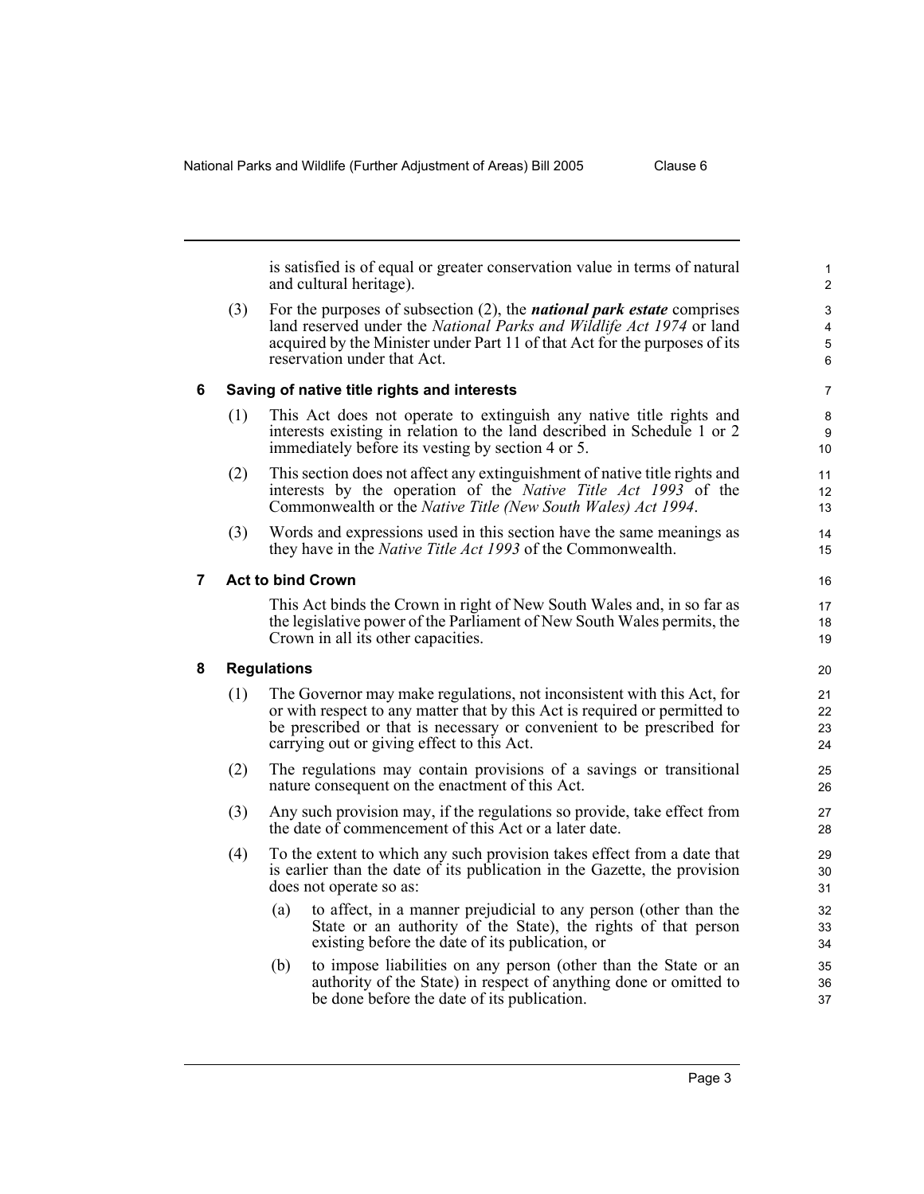is satisfied is of equal or greater conservation value in terms of natural and cultural heritage).

(3) For the purposes of subsection (2), the ***national park estate*** comprises land reserved under the *National Parks and Wildlife Act 1974* or land acquired by the Minister under Part 11 of that Act for the purposes of its reservation under that Act.

### 6 Saving of native title rights and interests

(1) This Act does not operate to extinguish any native title rights and interests existing in relation to the land described in Schedule 1 or 2 immediately before its vesting by section 4 or 5.

(2) This section does not affect any extinguishment of native title rights and interests by the operation of the *Native Title Act 1993* of the Commonwealth or the *Native Title (New South Wales) Act 1994*.

(3) Words and expressions used in this section have the same meanings as they have in the *Native Title Act 1993* of the Commonwealth.

### 7 Act to bind Crown

This Act binds the Crown in right of New South Wales and, in so far as the legislative power of the Parliament of New South Wales permits, the Crown in all its other capacities.

### 8 Regulations

(1) The Governor may make regulations, not inconsistent with this Act, for or with respect to any matter that by this Act is required or permitted to be prescribed or that is necessary or convenient to be prescribed for carrying out or giving effect to this Act.

(2) The regulations may contain provisions of a savings or transitional nature consequent on the enactment of this Act.

(3) Any such provision may, if the regulations so provide, take effect from the date of commencement of this Act or a later date.

(4) To the extent to which any such provision takes effect from a date that is earlier than the date of its publication in the Gazette, the provision does not operate so as:

(a) to affect, in a manner prejudicial to any person (other than the State or an authority of the State), the rights of that person existing before the date of its publication, or

(b) to impose liabilities on any person (other than the State or an authority of the State) in respect of anything done or omitted to be done before the date of its publication.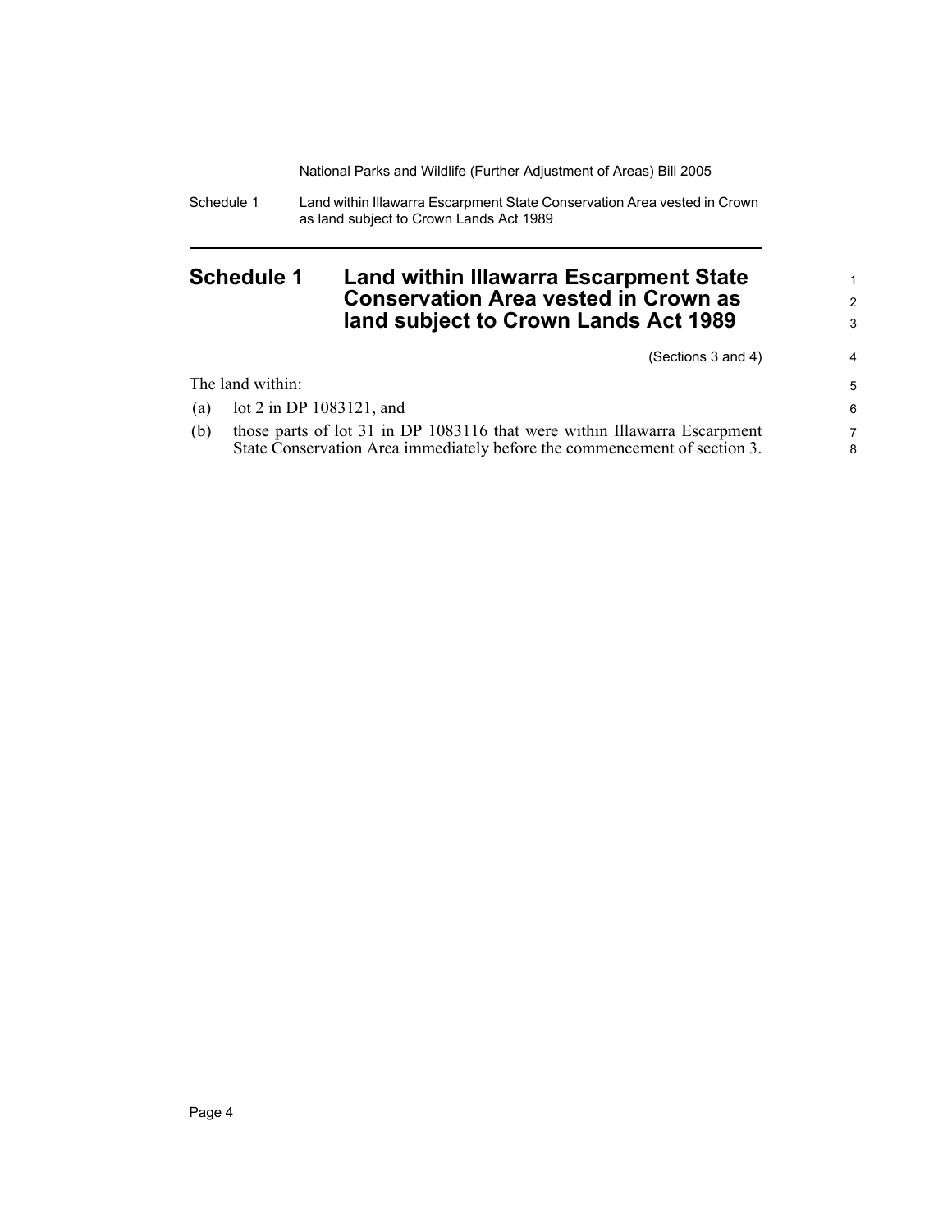# Schedule 1 Land within Illawarra Escarpment State Conservation Area vested in Crown as land subject to Crown Lands Act 1989

(Sections 3 and 4)

The land within:

(a) lot 2 in DP 1083121, and

(b) those parts of lot 31 in DP 1083116 that were within Illawarra Escarpment State Conservation Area immediately before the commencement of section 3.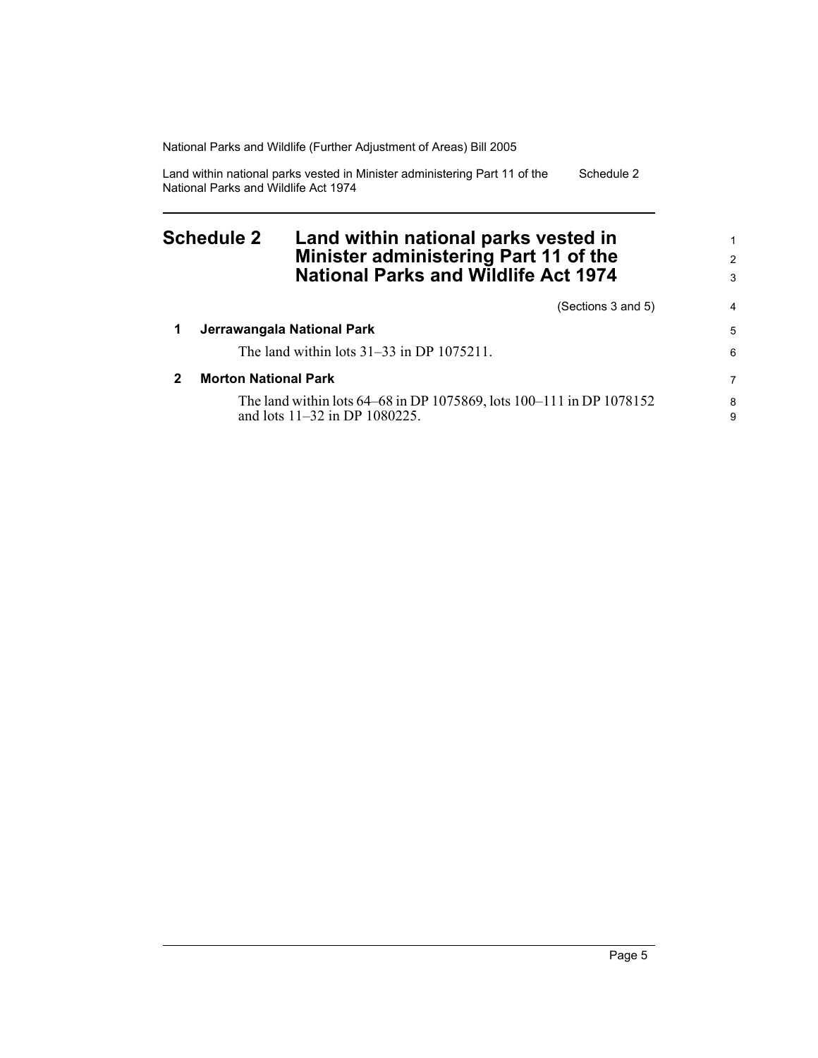# Schedule 2 Land within national parks vested in Minister administering Part 11 of the National Parks and Wildlife Act 1974

(Sections 3 and 5)

**1 Jerrawangala National Park**

The land within lots 31–33 in DP 1075211.

**2 Morton National Park**

The land within lots 64–68 in DP 1075869, lots 100–111 in DP 1078152 and lots 11–32 in DP 1080225.